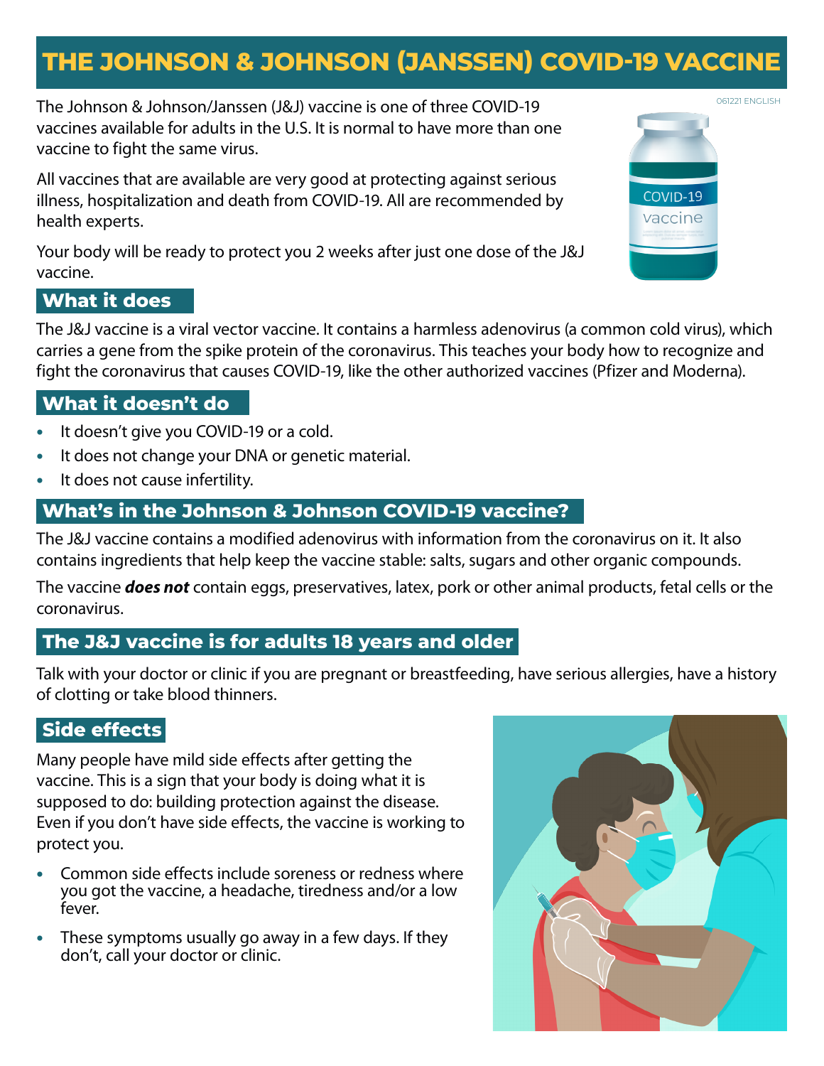# THE JOHNSON & JOHNSON (JANSSEN) COVID-19 VACCINE

061221 ENGLISH

The Johnson & Johnson/Janssen (J&J) vaccine is one of three COVID-19 vaccines available for adults in the U.S. It is normal to have more than one vaccine to fight the same virus.

All vaccines that are available are very good at protecting against serious illness, hospitalization and death from COVID-19. All are recommended by health experts.

Your body will be ready to protect you 2 weeks after just one dose of the J&J vaccine.

## What it does

The J&J vaccine is a viral vector vaccine. It contains a harmless adenovirus (a common cold virus), which carries a gene from the spike protein of the coronavirus. This teaches your body how to recognize and fight the coronavirus that causes COVID-19, like the other authorized vaccines (Pfizer and Moderna).

## What it doesn't do

- It doesn't give you COVID-19 or a cold.
- It does not change your DNA or genetic material.
- It does not cause infertility.

## What's in the Johnson & Johnson COVID-19 vaccine?

The J&J vaccine contains a modified adenovirus with information from the coronavirus on it. It also contains ingredients that help keep the vaccine stable: salts, sugars and other organic compounds.

The vaccine ***does not*** contain eggs, preservatives, latex, pork or other animal products, fetal cells or the coronavirus.

## The J&J vaccine is for adults 18 years and older

Talk with your doctor or clinic if you are pregnant or breastfeeding, have serious allergies, have a history of clotting or take blood thinners.

## Side effects

Many people have mild side effects after getting the vaccine. This is a sign that your body is doing what it is supposed to do: building protection against the disease. Even if you don't have side effects, the vaccine is working to protect you.

- Common side effects include soreness or redness where you got the vaccine, a headache, tiredness and/or a low fever.
- These symptoms usually go away in a few days. If they don't, call your doctor or clinic.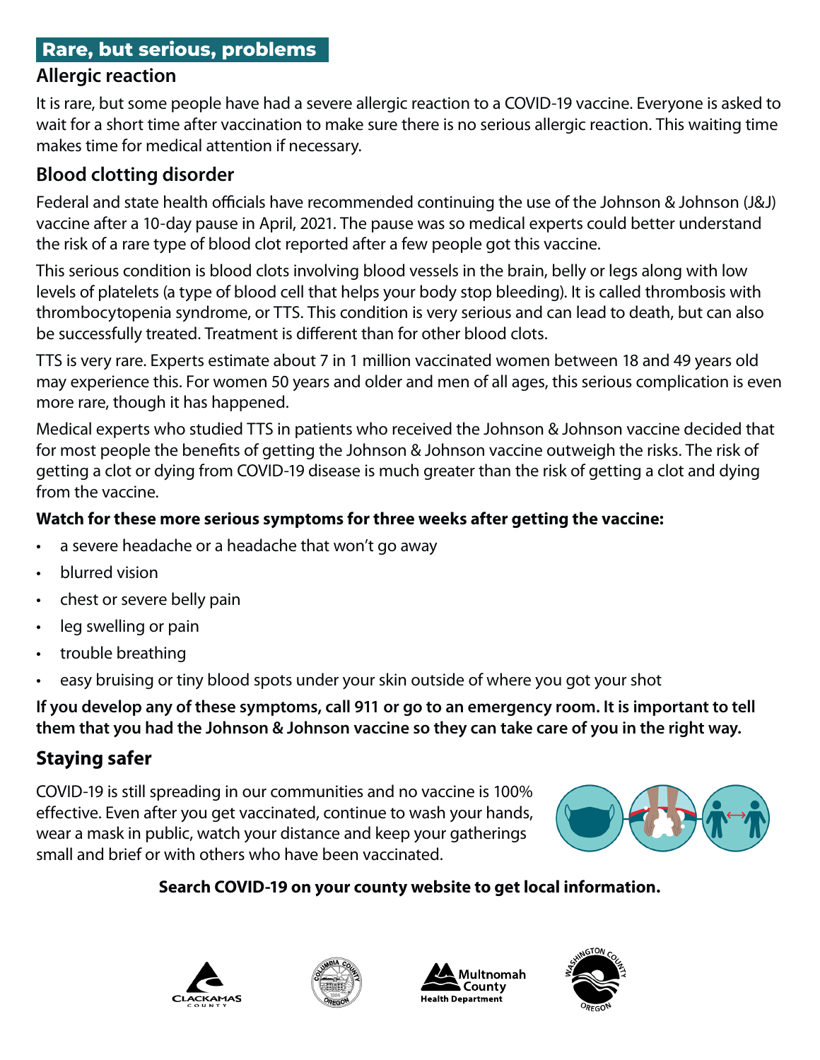## Rare, but serious, problems

### Allergic reaction

It is rare, but some people have had a severe allergic reaction to a COVID-19 vaccine. Everyone is asked to wait for a short time after vaccination to make sure there is no serious allergic reaction. This waiting time makes time for medical attention if necessary.

### Blood clotting disorder

Federal and state health officials have recommended continuing the use of the Johnson & Johnson (J&J) vaccine after a 10-day pause in April, 2021. The pause was so medical experts could better understand the risk of a rare type of blood clot reported after a few people got this vaccine.

This serious condition is blood clots involving blood vessels in the brain, belly or legs along with low levels of platelets (a type of blood cell that helps your body stop bleeding). It is called thrombosis with thrombocytopenia syndrome, or TTS. This condition is very serious and can lead to death, but can also be successfully treated. Treatment is different than for other blood clots.

TTS is very rare. Experts estimate about 7 in 1 million vaccinated women between 18 and 49 years old may experience this. For women 50 years and older and men of all ages, this serious complication is even more rare, though it has happened.

Medical experts who studied TTS in patients who received the Johnson & Johnson vaccine decided that for most people the benefits of getting the Johnson & Johnson vaccine outweigh the risks. The risk of getting a clot or dying from COVID-19 disease is much greater than the risk of getting a clot and dying from the vaccine.

**Watch for these more serious symptoms for three weeks after getting the vaccine:**

- a severe headache or a headache that won't go away
- blurred vision
- chest or severe belly pain
- leg swelling or pain
- trouble breathing
- easy bruising or tiny blood spots under your skin outside of where you got your shot

**If you develop any of these symptoms, call 911 or go to an emergency room. It is important to tell them that you had the Johnson & Johnson vaccine so they can take care of you in the right way.**

### Staying safer

COVID-19 is still spreading in our communities and no vaccine is 100% effective. Even after you get vaccinated, continue to wash your hands, wear a mask in public, watch your distance and keep your gatherings small and brief or with others who have been vaccinated.

**Search COVID-19 on your county website to get local information.**